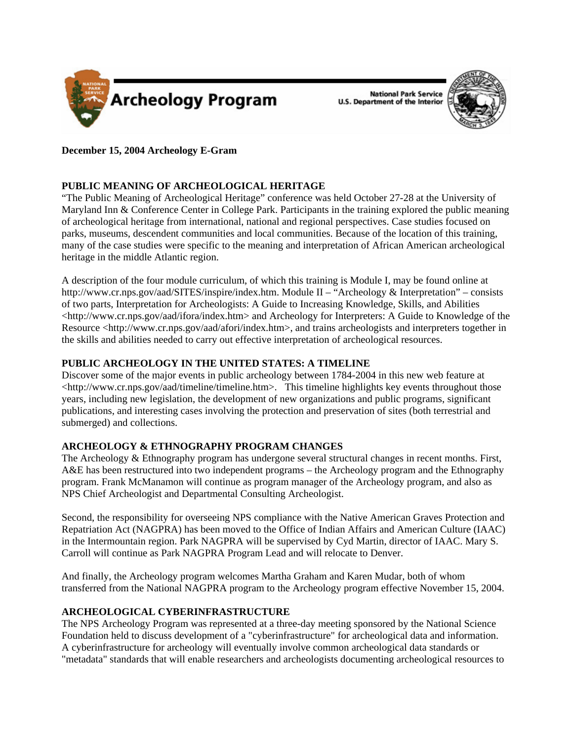Archeology Program

National Park Service
U.S. Department of the Interior

**December 15, 2004 Archeology E-Gram**

## PUBLIC MEANING OF ARCHEOLOGICAL HERITAGE

"The Public Meaning of Archeological Heritage" conference was held October 27-28 at the University of Maryland Inn & Conference Center in College Park. Participants in the training explored the public meaning of archeological heritage from international, national and regional perspectives. Case studies focused on parks, museums, descendent communities and local communities. Because of the location of this training, many of the case studies were specific to the meaning and interpretation of African American archeological heritage in the middle Atlantic region.

A description of the four module curriculum, of which this training is Module I, may be found online at http://www.cr.nps.gov/aad/SITES/inspire/index.htm. Module II – "Archeology & Interpretation" – consists of two parts, Interpretation for Archeologists: A Guide to Increasing Knowledge, Skills, and Abilities <http://www.cr.nps.gov/aad/ifora/index.htm> and Archeology for Interpreters: A Guide to Knowledge of the Resource <http://www.cr.nps.gov/aad/afori/index.htm>, and trains archeologists and interpreters together in the skills and abilities needed to carry out effective interpretation of archeological resources.

## PUBLIC ARCHEOLOGY IN THE UNITED STATES: A TIMELINE

Discover some of the major events in public archeology between 1784-2004 in this new web feature at <http://www.cr.nps.gov/aad/timeline/timeline.htm>. This timeline highlights key events throughout those years, including new legislation, the development of new organizations and public programs, significant publications, and interesting cases involving the protection and preservation of sites (both terrestrial and submerged) and collections.

## ARCHEOLOGY & ETHNOGRAPHY PROGRAM CHANGES

The Archeology & Ethnography program has undergone several structural changes in recent months. First, A&E has been restructured into two independent programs – the Archeology program and the Ethnography program. Frank McManamon will continue as program manager of the Archeology program, and also as NPS Chief Archeologist and Departmental Consulting Archeologist.

Second, the responsibility for overseeing NPS compliance with the Native American Graves Protection and Repatriation Act (NAGPRA) has been moved to the Office of Indian Affairs and American Culture (IAAC) in the Intermountain region. Park NAGPRA will be supervised by Cyd Martin, director of IAAC. Mary S. Carroll will continue as Park NAGPRA Program Lead and will relocate to Denver.

And finally, the Archeology program welcomes Martha Graham and Karen Mudar, both of whom transferred from the National NAGPRA program to the Archeology program effective November 15, 2004.

## ARCHEOLOGICAL CYBERINFRASTRUCTURE

The NPS Archeology Program was represented at a three-day meeting sponsored by the National Science Foundation held to discuss development of a "cyberinfrastructure" for archeological data and information. A cyberinfrastructure for archeology will eventually involve common archeological data standards or "metadata" standards that will enable researchers and archeologists documenting archeological resources to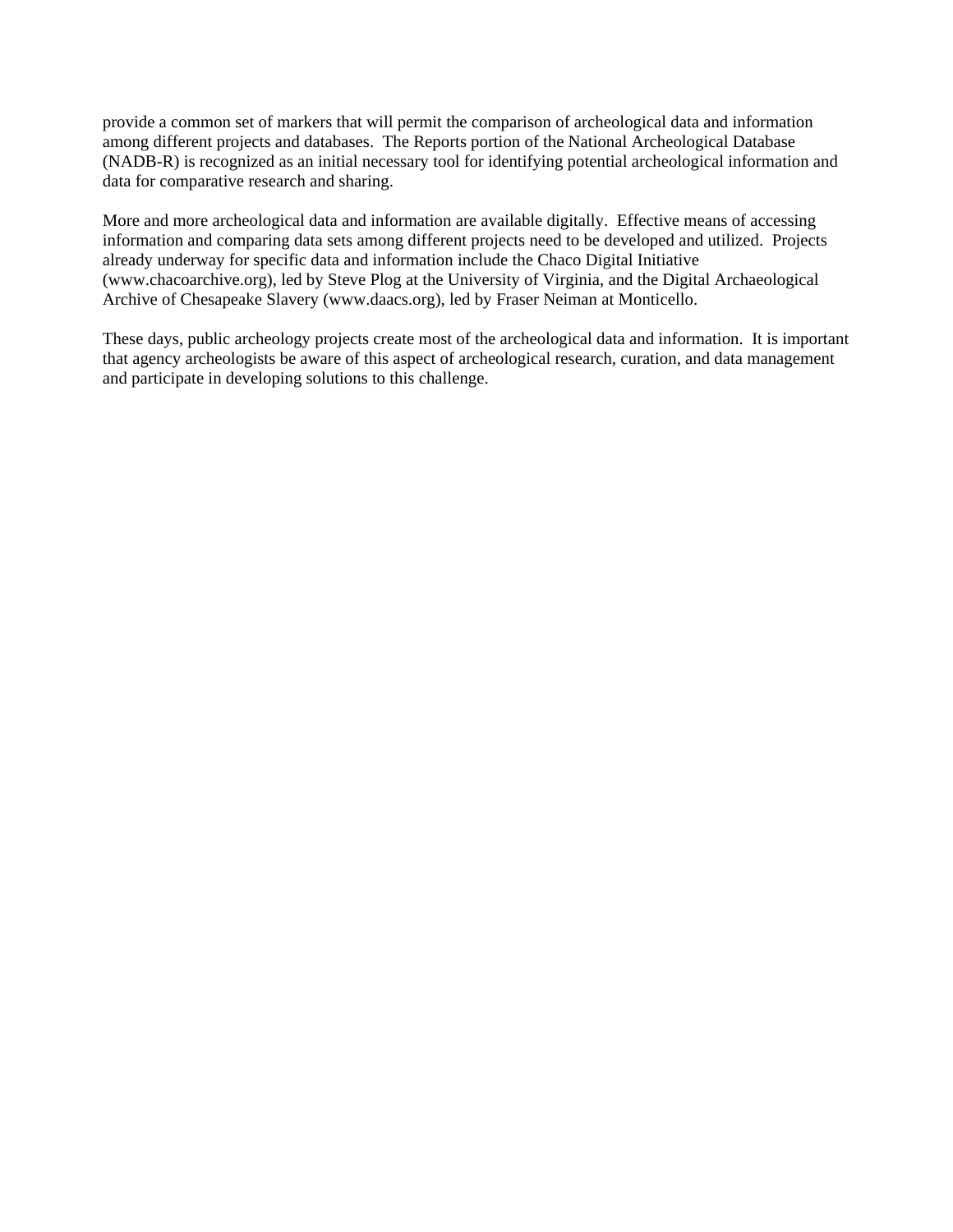provide a common set of markers that will permit the comparison of archeological data and information among different projects and databases. The Reports portion of the National Archeological Database (NADB-R) is recognized as an initial necessary tool for identifying potential archeological information and data for comparative research and sharing.

More and more archeological data and information are available digitally. Effective means of accessing information and comparing data sets among different projects need to be developed and utilized. Projects already underway for specific data and information include the Chaco Digital Initiative (www.chacoarchive.org), led by Steve Plog at the University of Virginia, and the Digital Archaeological Archive of Chesapeake Slavery (www.daacs.org), led by Fraser Neiman at Monticello.

These days, public archeology projects create most of the archeological data and information. It is important that agency archeologists be aware of this aspect of archeological research, curation, and data management and participate in developing solutions to this challenge.